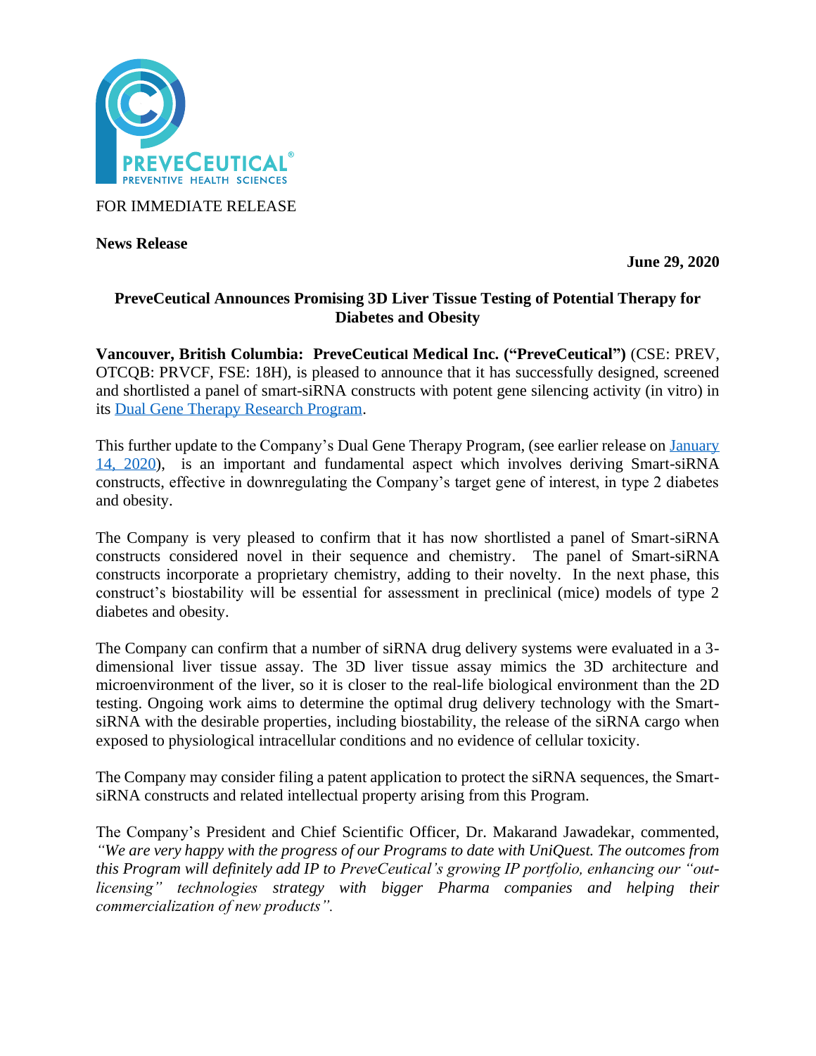FOR IMMEDIATE RELEASE

**News Release**

**June 29, 2020**

**PreveCeutical Announces Promising 3D Liver Tissue Testing of Potential Therapy for Diabetes and Obesity**

**Vancouver, British Columbia: PreveCeutical Medical Inc. ("PreveCeutical")** (CSE: PREV, OTCQB: PRVCF, FSE: 18H), is pleased to announce that it has successfully designed, screened and shortlisted a panel of smart-siRNA constructs with potent gene silencing activity (in vitro) in its [Dual Gene Therapy Research Program](https://www.preveceutical.com/pipeline/dual-gene-therapy).

This further update to the Company's Dual Gene Therapy Program, (see earlier release on [January 14, 2020](https://www.preveceutical.com/)), is an important and fundamental aspect which involves deriving Smart-siRNA constructs, effective in downregulating the Company's target gene of interest, in type 2 diabetes and obesity.

The Company is very pleased to confirm that it has now shortlisted a panel of Smart-siRNA constructs considered novel in their sequence and chemistry. The panel of Smart-siRNA constructs incorporate a proprietary chemistry, adding to their novelty. In the next phase, this construct's biostability will be essential for assessment in preclinical (mice) models of type 2 diabetes and obesity.

The Company can confirm that a number of siRNA drug delivery systems were evaluated in a 3-dimensional liver tissue assay. The 3D liver tissue assay mimics the 3D architecture and microenvironment of the liver, so it is closer to the real-life biological environment than the 2D testing. Ongoing work aims to determine the optimal drug delivery technology with the Smart-siRNA with the desirable properties, including biostability, the release of the siRNA cargo when exposed to physiological intracellular conditions and no evidence of cellular toxicity.

The Company may consider filing a patent application to protect the siRNA sequences, the Smart-siRNA constructs and related intellectual property arising from this Program.

The Company's President and Chief Scientific Officer, Dr. Makarand Jawadekar, commented, *"We are very happy with the progress of our Programs to date with UniQuest. The outcomes from this Program will definitely add IP to PreveCeutical's growing IP portfolio, enhancing our "out-licensing" technologies strategy with bigger Pharma companies and helping their commercialization of new products".*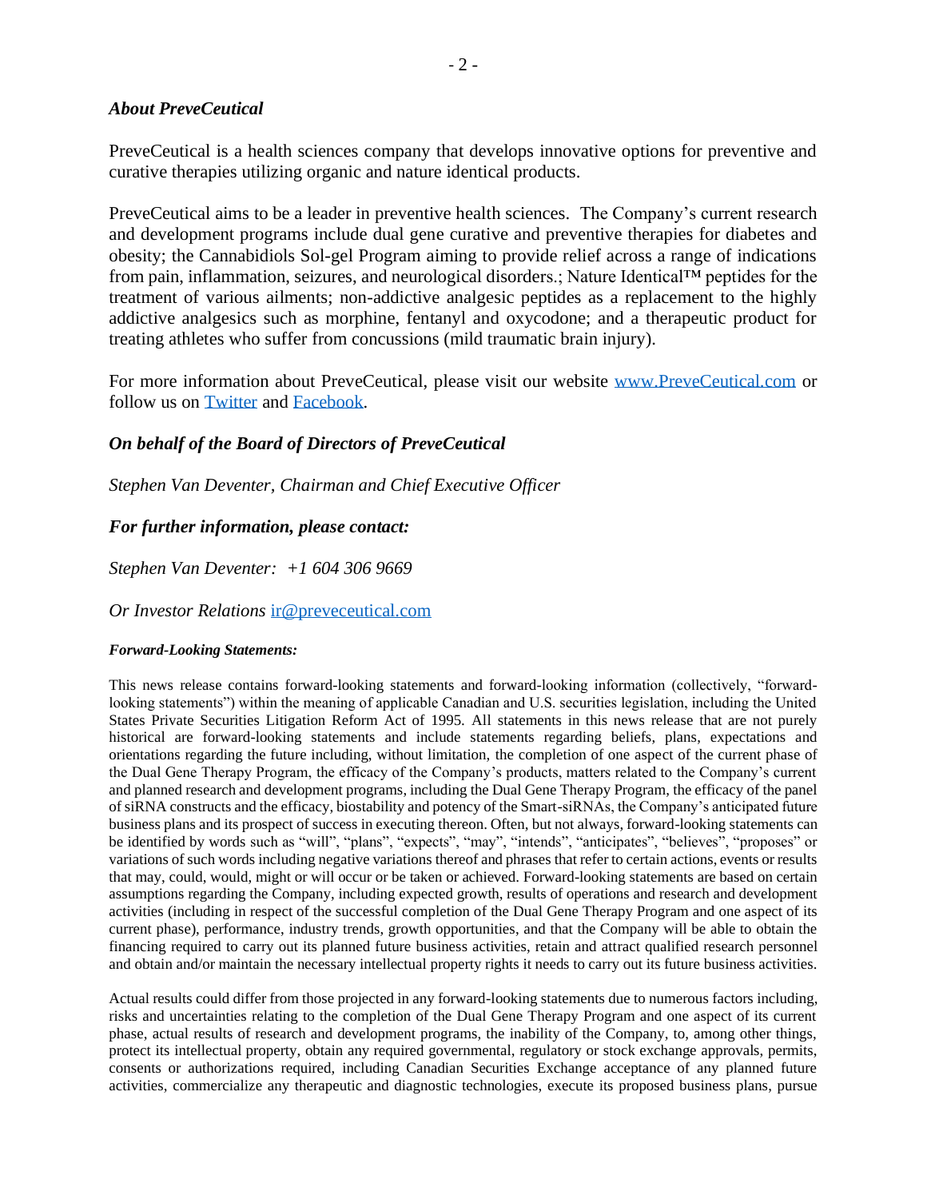### *About PreveCeutical*

PreveCeutical is a health sciences company that develops innovative options for preventive and curative therapies utilizing organic and nature identical products.

PreveCeutical aims to be a leader in preventive health sciences. The Company's current research and development programs include dual gene curative and preventive therapies for diabetes and obesity; the Cannabidiols Sol-gel Program aiming to provide relief across a range of indications from pain, inflammation, seizures, and neurological disorders.; Nature Identical™ peptides for the treatment of various ailments; non-addictive analgesic peptides as a replacement to the highly addictive analgesics such as morphine, fentanyl and oxycodone; and a therapeutic product for treating athletes who suffer from concussions (mild traumatic brain injury).

For more information about PreveCeutical, please visit our website [www.PreveCeutical.com](www.PreveCeutical.com) or follow us on [Twitter]() and [Facebook]().

### *On behalf of the Board of Directors of PreveCeutical*

*Stephen Van Deventer, Chairman and Chief Executive Officer*

### *For further information, please contact:*

*Stephen Van Deventer: +1 604 306 9669*

*Or Investor Relations* [ir@preveceutical.com](mailto:ir@preveceutical.com)

***Forward-Looking Statements:***

This news release contains forward-looking statements and forward-looking information (collectively, "forward-looking statements") within the meaning of applicable Canadian and U.S. securities legislation, including the United States Private Securities Litigation Reform Act of 1995. All statements in this news release that are not purely historical are forward-looking statements and include statements regarding beliefs, plans, expectations and orientations regarding the future including, without limitation, the completion of one aspect of the current phase of the Dual Gene Therapy Program, the efficacy of the Company's products, matters related to the Company's current and planned research and development programs, including the Dual Gene Therapy Program, the efficacy of the panel of siRNA constructs and the efficacy, biostability and potency of the Smart-siRNAs, the Company's anticipated future business plans and its prospect of success in executing thereon. Often, but not always, forward-looking statements can be identified by words such as "will", "plans", "expects", "may", "intends", "anticipates", "believes", "proposes" or variations of such words including negative variations thereof and phrases that refer to certain actions, events or results that may, could, would, might or will occur or be taken or achieved. Forward-looking statements are based on certain assumptions regarding the Company, including expected growth, results of operations and research and development activities (including in respect of the successful completion of the Dual Gene Therapy Program and one aspect of its current phase), performance, industry trends, growth opportunities, and that the Company will be able to obtain the financing required to carry out its planned future business activities, retain and attract qualified research personnel and obtain and/or maintain the necessary intellectual property rights it needs to carry out its future business activities.

Actual results could differ from those projected in any forward-looking statements due to numerous factors including, risks and uncertainties relating to the completion of the Dual Gene Therapy Program and one aspect of its current phase, actual results of research and development programs, the inability of the Company, to, among other things, protect its intellectual property, obtain any required governmental, regulatory or stock exchange approvals, permits, consents or authorizations required, including Canadian Securities Exchange acceptance of any planned future activities, commercialize any therapeutic and diagnostic technologies, execute its proposed business plans, pursue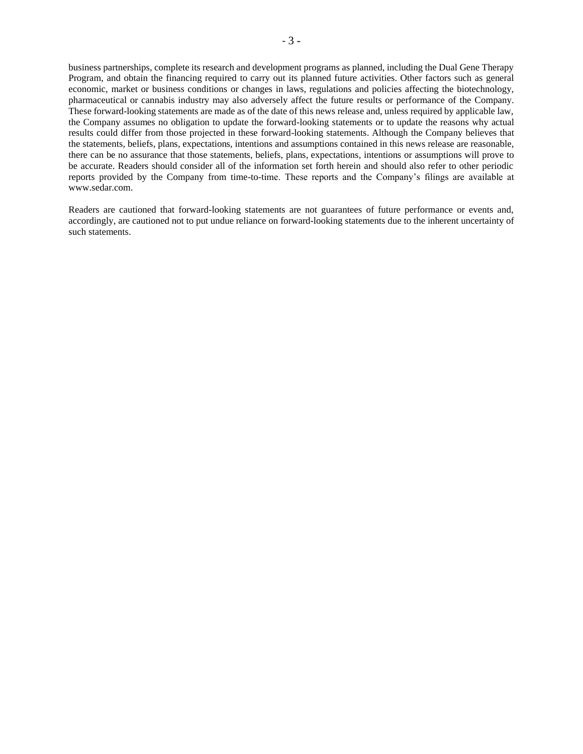business partnerships, complete its research and development programs as planned, including the Dual Gene Therapy Program, and obtain the financing required to carry out its planned future activities. Other factors such as general economic, market or business conditions or changes in laws, regulations and policies affecting the biotechnology, pharmaceutical or cannabis industry may also adversely affect the future results or performance of the Company. These forward-looking statements are made as of the date of this news release and, unless required by applicable law, the Company assumes no obligation to update the forward-looking statements or to update the reasons why actual results could differ from those projected in these forward-looking statements. Although the Company believes that the statements, beliefs, plans, expectations, intentions and assumptions contained in this news release are reasonable, there can be no assurance that those statements, beliefs, plans, expectations, intentions or assumptions will prove to be accurate. Readers should consider all of the information set forth herein and should also refer to other periodic reports provided by the Company from time-to-time. These reports and the Company's filings are available at www.sedar.com.

Readers are cautioned that forward-looking statements are not guarantees of future performance or events and, accordingly, are cautioned not to put undue reliance on forward-looking statements due to the inherent uncertainty of such statements.